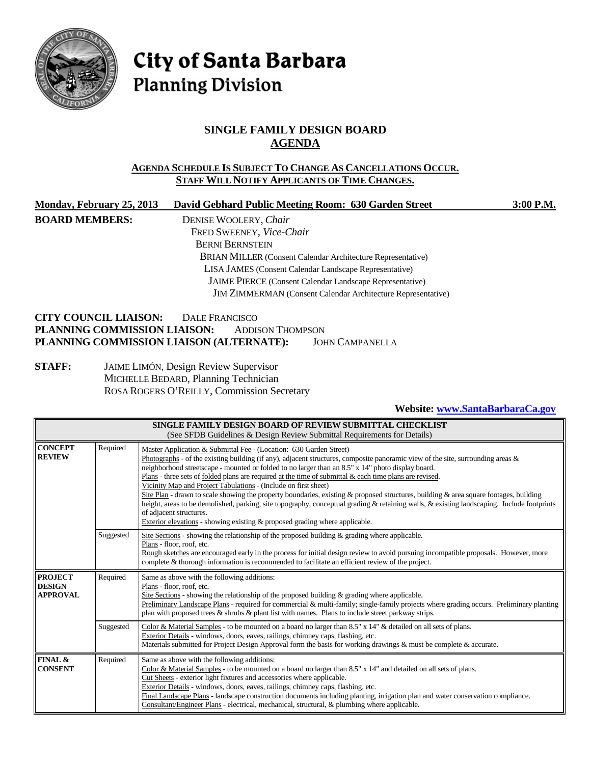# City of Santa Barbara
## Planning Division

## SINGLE FAMILY DESIGN BOARD
## AGENDA

**AGENDA SCHEDULE IS SUBJECT TO CHANGE AS CANCELLATIONS OCCUR.**
**STAFF WILL NOTIFY APPLICANTS OF TIME CHANGES.**

**Monday, February 25, 2013 David Gebhard Public Meeting Room: 630 Garden Street 3:00 P.M.**

**BOARD MEMBERS:**
DENISE WOOLERY, *Chair*
FRED SWEENEY, *Vice-Chair*
BERNI BERNSTEIN
BRIAN MILLER (Consent Calendar Architecture Representative)
LISA JAMES (Consent Calendar Landscape Representative)
JAIME PIERCE (Consent Calendar Landscape Representative)
JIM ZIMMERMAN (Consent Calendar Architecture Representative)

**CITY COUNCIL LIAISON:** DALE FRANCISCO
**PLANNING COMMISSION LIAISON:** ADDISON THOMPSON
**PLANNING COMMISSION LIAISON (ALTERNATE):** JOHN CAMPANELLA

**STAFF:**
JAIME LIMÓN, Design Review Supervisor
MICHELLE BEDARD, Planning Technician
ROSA ROGERS O'REILLY, Commission Secretary

**Website: www.SantaBarbaraCa.gov**

| SINGLE FAMILY DESIGN BOARD OF REVIEW SUBMITTAL CHECKLIST (See SFDB Guidelines & Design Review Submittal Requirements for Details) | | |
|---|---|---|
| **CONCEPT REVIEW** | Required | Master Application & Submittal Fee - (Location: 630 Garden Street)<br>Photographs - of the existing building (if any), adjacent structures, composite panoramic view of the site, surrounding areas & neighborhood streetscape - mounted or folded to no larger than an 8.5" x 14" photo display board.<br>Plans - three sets of folded plans are required at the time of submittal & each time plans are revised.<br>Vicinity Map and Project Tabulations - (Include on first sheet)<br>Site Plan - drawn to scale showing the property boundaries, existing & proposed structures, building & area square footages, building height, areas to be demolished, parking, site topography, conceptual grading & retaining walls, & existing landscaping. Include footprints of adjacent structures.<br>Exterior elevations - showing existing & proposed grading where applicable. |
| | Suggested | Site Sections - showing the relationship of the proposed building & grading where applicable.<br>Plans - floor, roof, etc.<br>Rough sketches are encouraged early in the process for initial design review to avoid pursuing incompatible proposals. However, more complete & thorough information is recommended to facilitate an efficient review of the project. |
| **PROJECT DESIGN APPROVAL** | Required | Same as above with the following additions:<br>Plans - floor, roof, etc.<br>Site Sections - showing the relationship of the proposed building & grading where applicable.<br>Preliminary Landscape Plans - required for commercial & multi-family; single-family projects where grading occurs. Preliminary planting plan with proposed trees & shrubs & plant list with names. Plans to include street parkway strips. |
| | Suggested | Color & Material Samples - to be mounted on a board no larger than 8.5" x 14" & detailed on all sets of plans.<br>Exterior Details - windows, doors, eaves, railings, chimney caps, flashing, etc.<br>Materials submitted for Project Design Approval form the basis for working drawings & must be complete & accurate. |
| **FINAL & CONSENT** | Required | Same as above with the following additions:<br>Color & Material Samples - to be mounted on a board no larger than 8.5" x 14" and detailed on all sets of plans.<br>Cut Sheets - exterior light fixtures and accessories where applicable.<br>Exterior Details - windows, doors, eaves, railings, chimney caps, flashing, etc.<br>Final Landscape Plans - landscape construction documents including planting, irrigation plan and water conservation compliance.<br>Consultant/Engineer Plans - electrical, mechanical, structural, & plumbing where applicable. |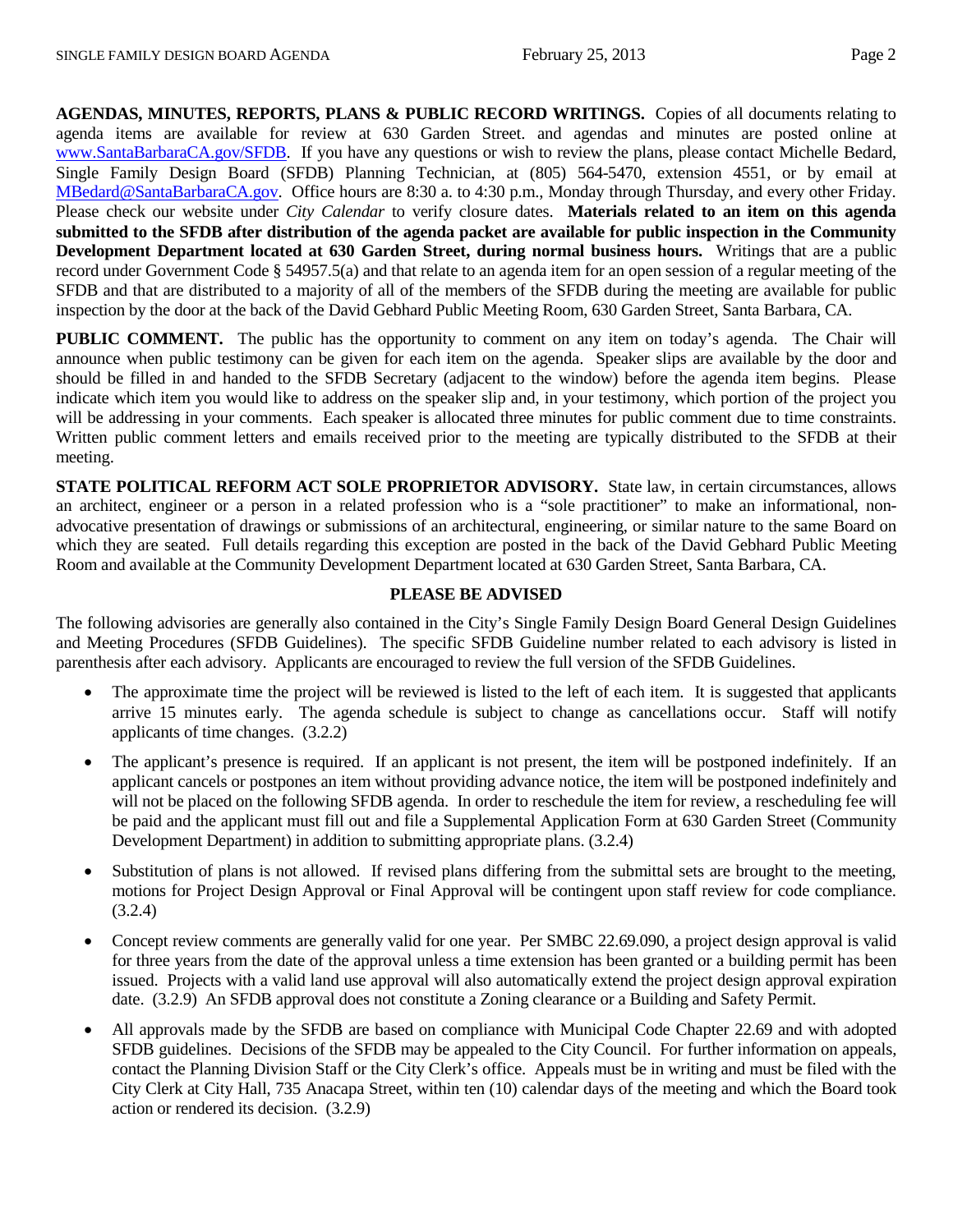**AGENDAS, MINUTES, REPORTS, PLANS & PUBLIC RECORD WRITINGS.** Copies of all documents relating to agenda items are available for review at 630 Garden Street. and agendas and minutes are posted online at www.SantaBarbaraCA.gov/SFDB. If you have any questions or wish to review the plans, please contact Michelle Bedard, Single Family Design Board (SFDB) Planning Technician, at (805) 564-5470, extension 4551, or by email at MBedard@SantaBarbaraCA.gov. Office hours are 8:30 a. to 4:30 p.m., Monday through Thursday, and every other Friday. Please check our website under *City Calendar* to verify closure dates. **Materials related to an item on this agenda submitted to the SFDB after distribution of the agenda packet are available for public inspection in the Community Development Department located at 630 Garden Street, during normal business hours.** Writings that are a public record under Government Code § 54957.5(a) and that relate to an agenda item for an open session of a regular meeting of the SFDB and that are distributed to a majority of all of the members of the SFDB during the meeting are available for public inspection by the door at the back of the David Gebhard Public Meeting Room, 630 Garden Street, Santa Barbara, CA.

**PUBLIC COMMENT.** The public has the opportunity to comment on any item on today's agenda. The Chair will announce when public testimony can be given for each item on the agenda. Speaker slips are available by the door and should be filled in and handed to the SFDB Secretary (adjacent to the window) before the agenda item begins. Please indicate which item you would like to address on the speaker slip and, in your testimony, which portion of the project you will be addressing in your comments. Each speaker is allocated three minutes for public comment due to time constraints. Written public comment letters and emails received prior to the meeting are typically distributed to the SFDB at their meeting.

**STATE POLITICAL REFORM ACT SOLE PROPRIETOR ADVISORY.** State law, in certain circumstances, allows an architect, engineer or a person in a related profession who is a "sole practitioner" to make an informational, non-advocative presentation of drawings or submissions of an architectural, engineering, or similar nature to the same Board on which they are seated. Full details regarding this exception are posted in the back of the David Gebhard Public Meeting Room and available at the Community Development Department located at 630 Garden Street, Santa Barbara, CA.

**PLEASE BE ADVISED**

The following advisories are generally also contained in the City's Single Family Design Board General Design Guidelines and Meeting Procedures (SFDB Guidelines). The specific SFDB Guideline number related to each advisory is listed in parenthesis after each advisory. Applicants are encouraged to review the full version of the SFDB Guidelines.

- The approximate time the project will be reviewed is listed to the left of each item. It is suggested that applicants arrive 15 minutes early. The agenda schedule is subject to change as cancellations occur. Staff will notify applicants of time changes. (3.2.2)
- The applicant's presence is required. If an applicant is not present, the item will be postponed indefinitely. If an applicant cancels or postpones an item without providing advance notice, the item will be postponed indefinitely and will not be placed on the following SFDB agenda. In order to reschedule the item for review, a rescheduling fee will be paid and the applicant must fill out and file a Supplemental Application Form at 630 Garden Street (Community Development Department) in addition to submitting appropriate plans. (3.2.4)
- Substitution of plans is not allowed. If revised plans differing from the submittal sets are brought to the meeting, motions for Project Design Approval or Final Approval will be contingent upon staff review for code compliance. (3.2.4)
- Concept review comments are generally valid for one year. Per SMBC 22.69.090, a project design approval is valid for three years from the date of the approval unless a time extension has been granted or a building permit has been issued. Projects with a valid land use approval will also automatically extend the project design approval expiration date. (3.2.9) An SFDB approval does not constitute a Zoning clearance or a Building and Safety Permit.
- All approvals made by the SFDB are based on compliance with Municipal Code Chapter 22.69 and with adopted SFDB guidelines. Decisions of the SFDB may be appealed to the City Council. For further information on appeals, contact the Planning Division Staff or the City Clerk's office. Appeals must be in writing and must be filed with the City Clerk at City Hall, 735 Anacapa Street, within ten (10) calendar days of the meeting and which the Board took action or rendered its decision. (3.2.9)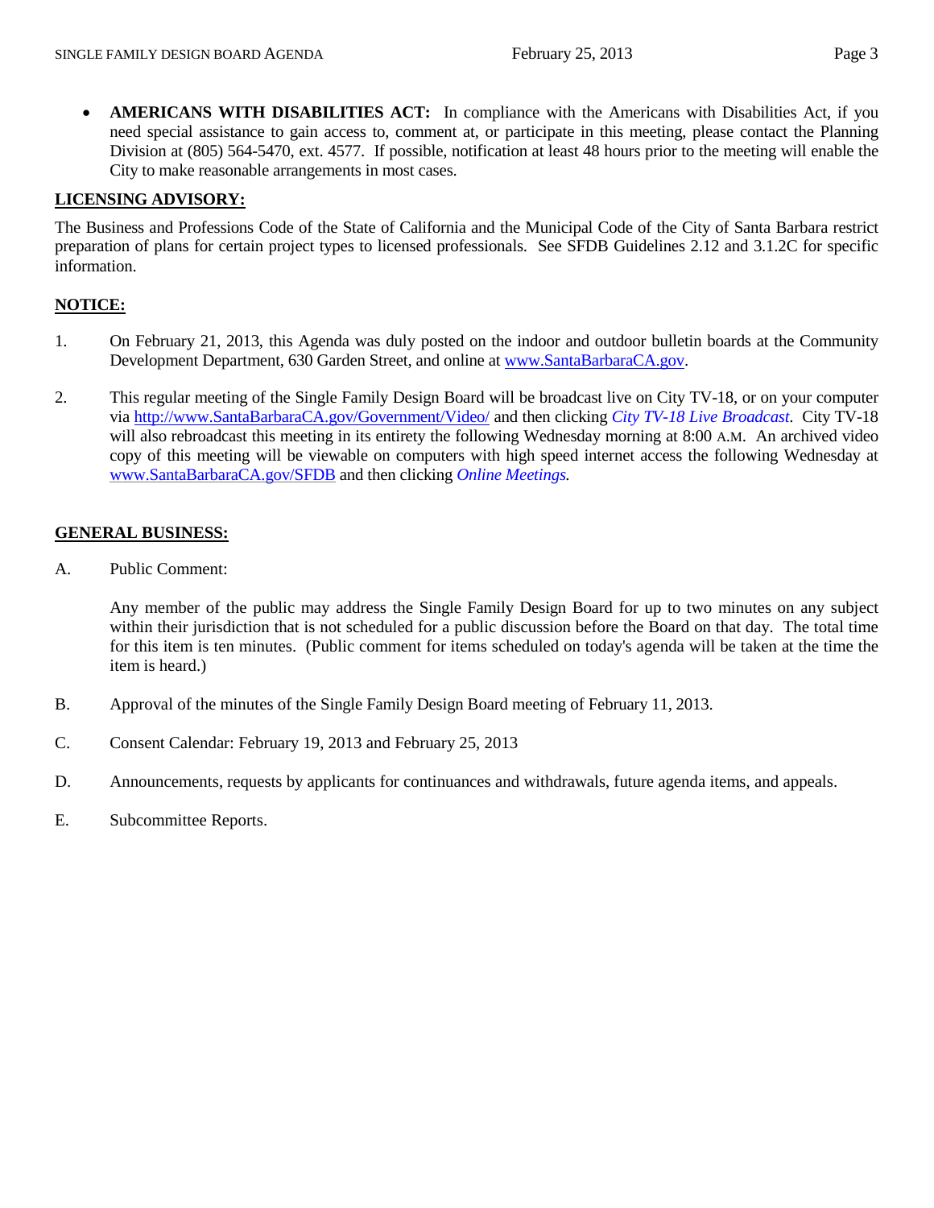- **AMERICANS WITH DISABILITIES ACT:** In compliance with the Americans with Disabilities Act, if you need special assistance to gain access to, comment at, or participate in this meeting, please contact the Planning Division at (805) 564-5470, ext. 4577. If possible, notification at least 48 hours prior to the meeting will enable the City to make reasonable arrangements in most cases.

## LICENSING ADVISORY:

The Business and Professions Code of the State of California and the Municipal Code of the City of Santa Barbara restrict preparation of plans for certain project types to licensed professionals. See SFDB Guidelines 2.12 and 3.1.2C for specific information.

## NOTICE:

1. On February 21, 2013, this Agenda was duly posted on the indoor and outdoor bulletin boards at the Community Development Department, 630 Garden Street, and online at www.SantaBarbaraCA.gov.

2. This regular meeting of the Single Family Design Board will be broadcast live on City TV-18, or on your computer via http://www.SantaBarbaraCA.gov/Government/Video/ and then clicking *City TV-18 Live Broadcast*. City TV-18 will also rebroadcast this meeting in its entirety the following Wednesday morning at 8:00 A.M. An archived video copy of this meeting will be viewable on computers with high speed internet access the following Wednesday at www.SantaBarbaraCA.gov/SFDB and then clicking *Online Meetings.*

## GENERAL BUSINESS:

A. Public Comment:

   Any member of the public may address the Single Family Design Board for up to two minutes on any subject within their jurisdiction that is not scheduled for a public discussion before the Board on that day. The total time for this item is ten minutes. (Public comment for items scheduled on today's agenda will be taken at the time the item is heard.)

B. Approval of the minutes of the Single Family Design Board meeting of February 11, 2013.

C. Consent Calendar: February 19, 2013 and February 25, 2013

D. Announcements, requests by applicants for continuances and withdrawals, future agenda items, and appeals.

E. Subcommittee Reports.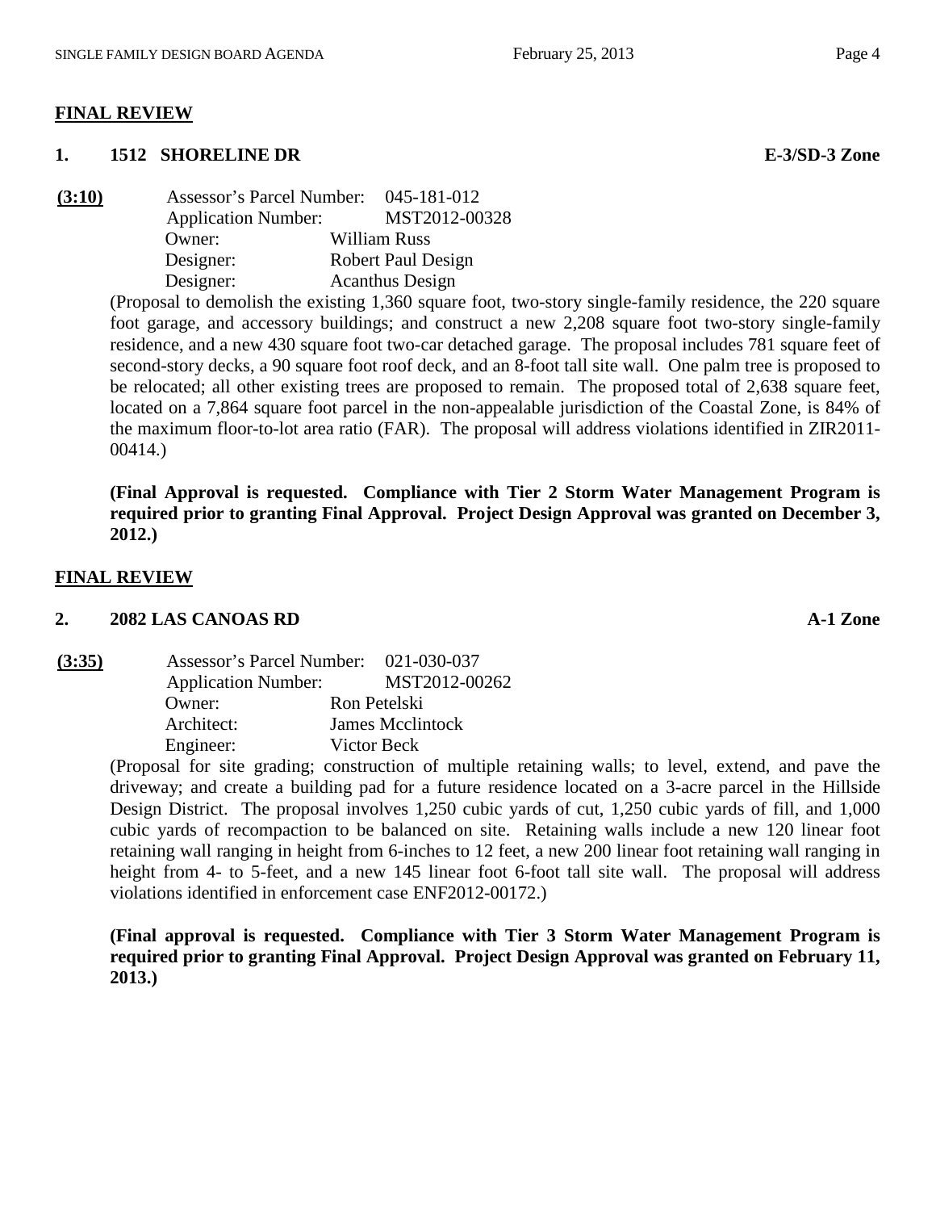## FINAL REVIEW

### 1. 1512 SHORELINE DR — E-3/SD-3 Zone

**(3:10)**

Assessor's Parcel Number: 045-181-012
Application Number: MST2012-00328
Owner: William Russ
Designer: Robert Paul Design
Designer: Acanthus Design

(Proposal to demolish the existing 1,360 square foot, two-story single-family residence, the 220 square foot garage, and accessory buildings; and construct a new 2,208 square foot two-story single-family residence, and a new 430 square foot two-car detached garage. The proposal includes 781 square feet of second-story decks, a 90 square foot roof deck, and an 8-foot tall site wall. One palm tree is proposed to be relocated; all other existing trees are proposed to remain. The proposed total of 2,638 square feet, located on a 7,864 square foot parcel in the non-appealable jurisdiction of the Coastal Zone, is 84% of the maximum floor-to-lot area ratio (FAR). The proposal will address violations identified in ZIR2011-00414.)

**(Final Approval is requested. Compliance with Tier 2 Storm Water Management Program is required prior to granting Final Approval. Project Design Approval was granted on December 3, 2012.)**

## FINAL REVIEW

### 2. 2082 LAS CANOAS RD — A-1 Zone

**(3:35)**

Assessor's Parcel Number: 021-030-037
Application Number: MST2012-00262
Owner: Ron Petelski
Architect: James Mcclintock
Engineer: Victor Beck

(Proposal for site grading; construction of multiple retaining walls; to level, extend, and pave the driveway; and create a building pad for a future residence located on a 3-acre parcel in the Hillside Design District. The proposal involves 1,250 cubic yards of cut, 1,250 cubic yards of fill, and 1,000 cubic yards of recompaction to be balanced on site. Retaining walls include a new 120 linear foot retaining wall ranging in height from 6-inches to 12 feet, a new 200 linear foot retaining wall ranging in height from 4- to 5-feet, and a new 145 linear foot 6-foot tall site wall. The proposal will address violations identified in enforcement case ENF2012-00172.)

**(Final approval is requested. Compliance with Tier 3 Storm Water Management Program is required prior to granting Final Approval. Project Design Approval was granted on February 11, 2013.)**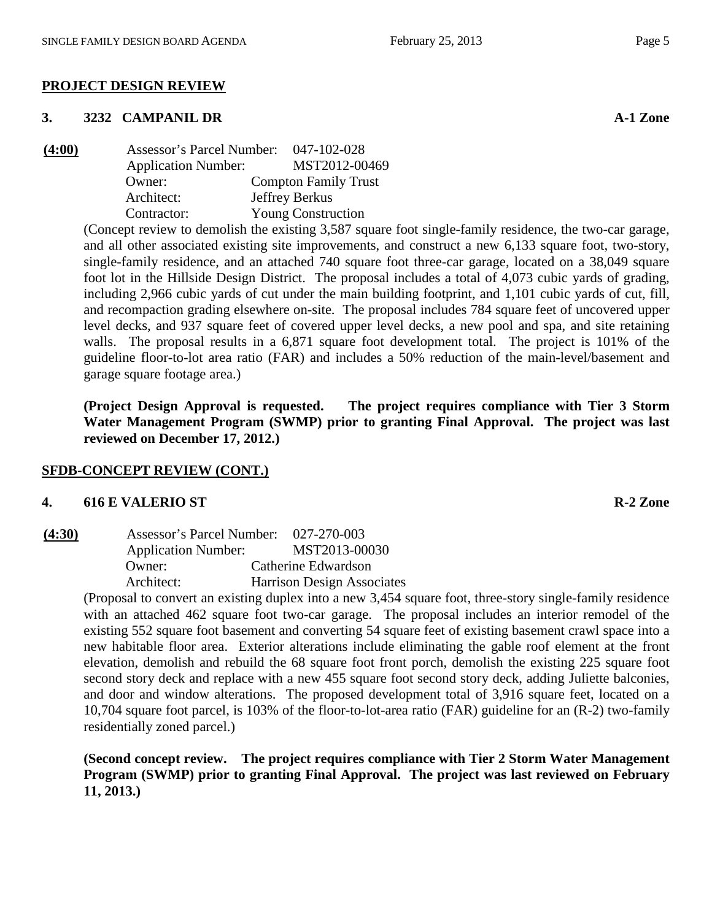## PROJECT DESIGN REVIEW

### 3. 3232 CAMPANIL DR — A-1 Zone

**(4:00)**

Assessor's Parcel Number: 047-102-028
Application Number: MST2012-00469
Owner: Compton Family Trust
Architect: Jeffrey Berkus
Contractor: Young Construction

(Concept review to demolish the existing 3,587 square foot single-family residence, the two-car garage, and all other associated existing site improvements, and construct a new 6,133 square foot, two-story, single-family residence, and an attached 740 square foot three-car garage, located on a 38,049 square foot lot in the Hillside Design District. The proposal includes a total of 4,073 cubic yards of grading, including 2,966 cubic yards of cut under the main building footprint, and 1,101 cubic yards of cut, fill, and recompaction grading elsewhere on-site. The proposal includes 784 square feet of uncovered upper level decks, and 937 square feet of covered upper level decks, a new pool and spa, and site retaining walls. The proposal results in a 6,871 square foot development total. The project is 101% of the guideline floor-to-lot area ratio (FAR) and includes a 50% reduction of the main-level/basement and garage square footage area.)

**(Project Design Approval is requested. The project requires compliance with Tier 3 Storm Water Management Program (SWMP) prior to granting Final Approval. The project was last reviewed on December 17, 2012.)**

## SFDB-CONCEPT REVIEW (CONT.)

### 4. 616 E VALERIO ST — R-2 Zone

**(4:30)**

Assessor's Parcel Number: 027-270-003
Application Number: MST2013-00030
Owner: Catherine Edwardson
Architect: Harrison Design Associates

(Proposal to convert an existing duplex into a new 3,454 square foot, three-story single-family residence with an attached 462 square foot two-car garage. The proposal includes an interior remodel of the existing 552 square foot basement and converting 54 square feet of existing basement crawl space into a new habitable floor area. Exterior alterations include eliminating the gable roof element at the front elevation, demolish and rebuild the 68 square foot front porch, demolish the existing 225 square foot second story deck and replace with a new 455 square foot second story deck, adding Juliette balconies, and door and window alterations. The proposed development total of 3,916 square feet, located on a 10,704 square foot parcel, is 103% of the floor-to-lot-area ratio (FAR) guideline for an (R-2) two-family residentially zoned parcel.)

**(Second concept review. The project requires compliance with Tier 2 Storm Water Management Program (SWMP) prior to granting Final Approval. The project was last reviewed on February 11, 2013.)**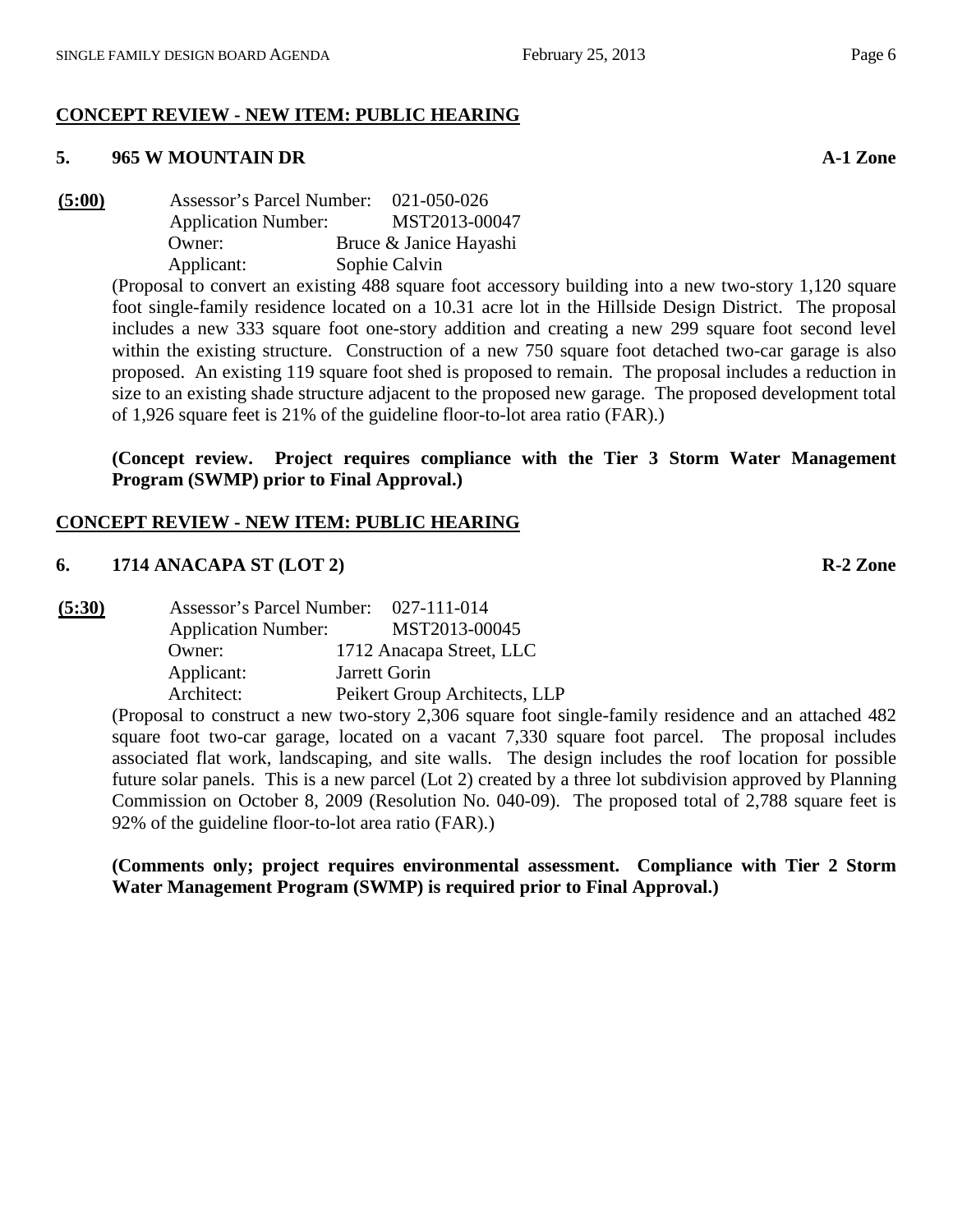## CONCEPT REVIEW - NEW ITEM: PUBLIC HEARING

### 5. 965 W MOUNTAIN DR — A-1 Zone

**(5:00)**

Assessor's Parcel Number: 021-050-026
Application Number: MST2013-00047
Owner: Bruce & Janice Hayashi
Applicant: Sophie Calvin

(Proposal to convert an existing 488 square foot accessory building into a new two-story 1,120 square foot single-family residence located on a 10.31 acre lot in the Hillside Design District. The proposal includes a new 333 square foot one-story addition and creating a new 299 square foot second level within the existing structure. Construction of a new 750 square foot detached two-car garage is also proposed. An existing 119 square foot shed is proposed to remain. The proposal includes a reduction in size to an existing shade structure adjacent to the proposed new garage. The proposed development total of 1,926 square feet is 21% of the guideline floor-to-lot area ratio (FAR).)

**(Concept review. Project requires compliance with the Tier 3 Storm Water Management Program (SWMP) prior to Final Approval.)**

## CONCEPT REVIEW - NEW ITEM: PUBLIC HEARING

### 6. 1714 ANACAPA ST (LOT 2) — R-2 Zone

**(5:30)**

Assessor's Parcel Number: 027-111-014
Application Number: MST2013-00045
Owner: 1712 Anacapa Street, LLC
Applicant: Jarrett Gorin
Architect: Peikert Group Architects, LLP

(Proposal to construct a new two-story 2,306 square foot single-family residence and an attached 482 square foot two-car garage, located on a vacant 7,330 square foot parcel. The proposal includes associated flat work, landscaping, and site walls. The design includes the roof location for possible future solar panels. This is a new parcel (Lot 2) created by a three lot subdivision approved by Planning Commission on October 8, 2009 (Resolution No. 040-09). The proposed total of 2,788 square feet is 92% of the guideline floor-to-lot area ratio (FAR).)

**(Comments only; project requires environmental assessment. Compliance with Tier 2 Storm Water Management Program (SWMP) is required prior to Final Approval.)**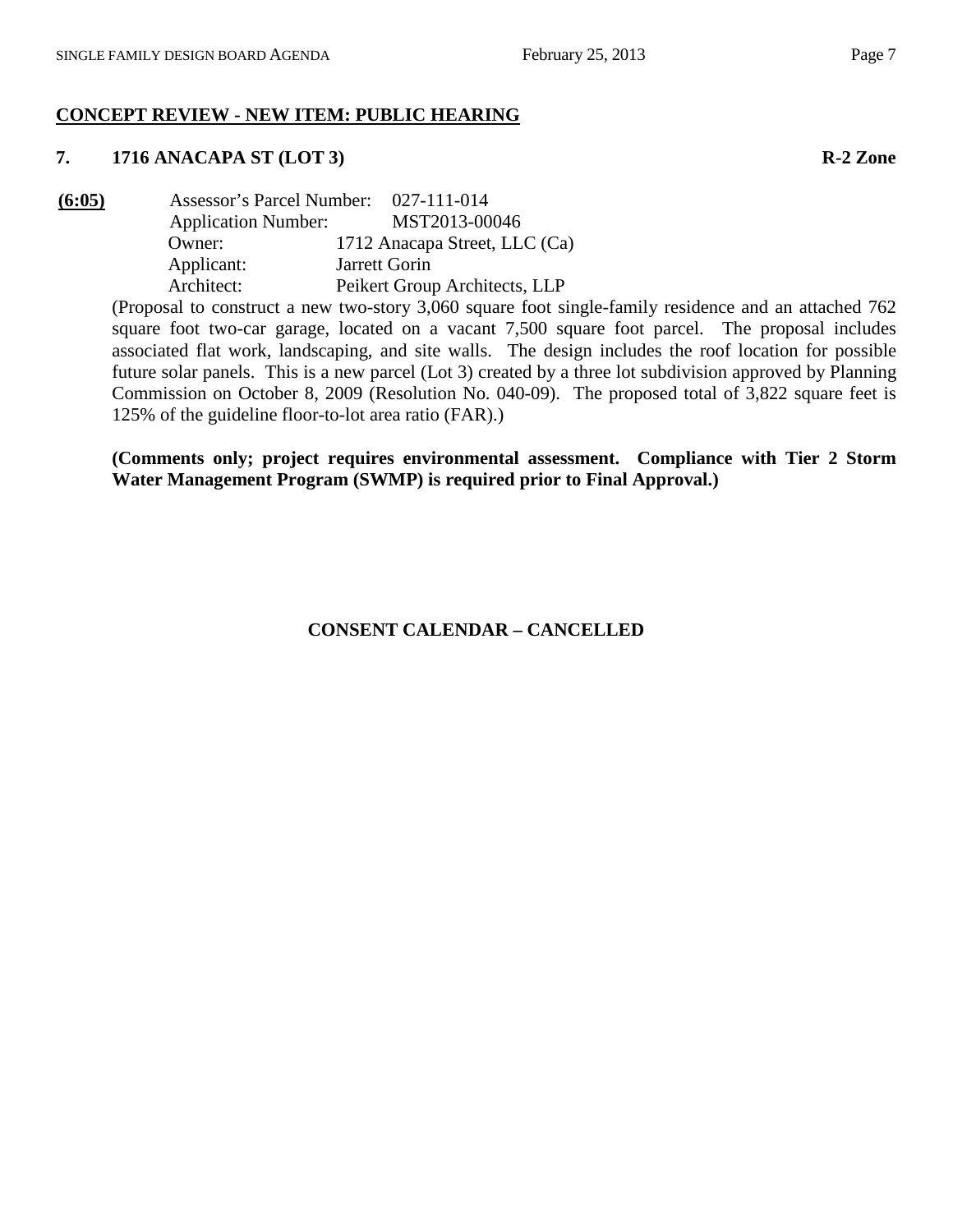## CONCEPT REVIEW - NEW ITEM: PUBLIC HEARING

### 7. 1716 ANACAPA ST (LOT 3) R-2 Zone

**(6:05)** Assessor's Parcel Number: 027-111-014
Application Number: MST2013-00046
Owner: 1712 Anacapa Street, LLC (Ca)
Applicant: Jarrett Gorin
Architect: Peikert Group Architects, LLP

(Proposal to construct a new two-story 3,060 square foot single-family residence and an attached 762 square foot two-car garage, located on a vacant 7,500 square foot parcel. The proposal includes associated flat work, landscaping, and site walls. The design includes the roof location for possible future solar panels. This is a new parcel (Lot 3) created by a three lot subdivision approved by Planning Commission on October 8, 2009 (Resolution No. 040-09). The proposed total of 3,822 square feet is 125% of the guideline floor-to-lot area ratio (FAR).)

**(Comments only; project requires environmental assessment. Compliance with Tier 2 Storm Water Management Program (SWMP) is required prior to Final Approval.)**

**CONSENT CALENDAR – CANCELLED**